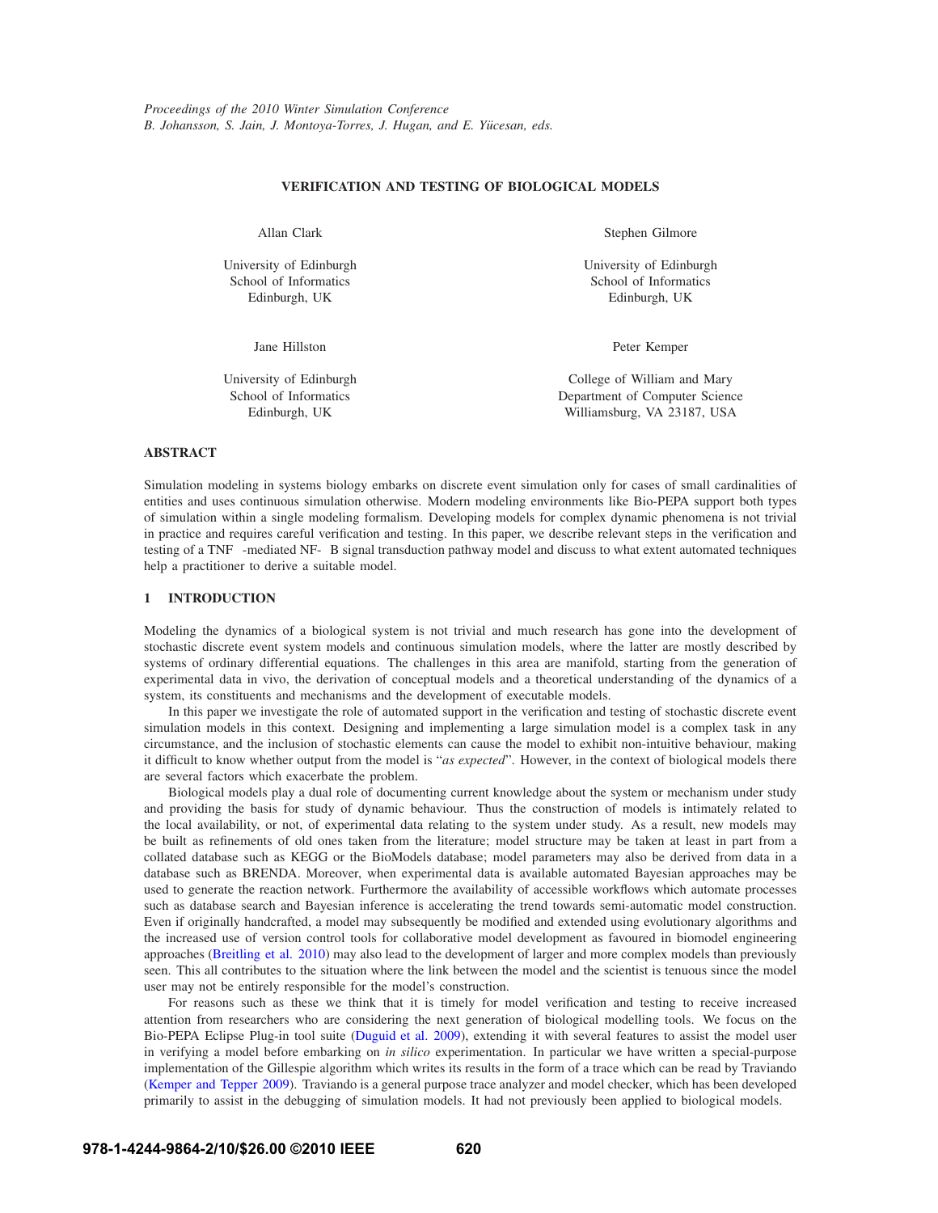Proceedings of the 2010 Winter Simulation Conference
B. Johansson, S. Jain, J. Montoya-Torres, J. Hugan, and E. Yücesan, eds.

# VERIFICATION AND TESTING OF BIOLOGICAL MODELS

Allan Clark
University of Edinburgh
School of Informatics
Edinburgh, UK

Stephen Gilmore
University of Edinburgh
School of Informatics
Edinburgh, UK

Jane Hillston
University of Edinburgh
School of Informatics
Edinburgh, UK

Peter Kemper
College of William and Mary
Department of Computer Science
Williamsburg, VA 23187, USA

## ABSTRACT

Simulation modeling in systems biology embarks on discrete event simulation only for cases of small cardinalities of entities and uses continuous simulation otherwise. Modern modeling environments like Bio-PEPA support both types of simulation within a single modeling formalism. Developing models for complex dynamic phenomena is not trivial in practice and requires careful verification and testing. In this paper, we describe relevant steps in the verification and testing of a TNF -mediated NF- B signal transduction pathway model and discuss to what extent automated techniques help a practitioner to derive a suitable model.

## 1 INTRODUCTION

Modeling the dynamics of a biological system is not trivial and much research has gone into the development of stochastic discrete event system models and continuous simulation models, where the latter are mostly described by systems of ordinary differential equations. The challenges in this area are manifold, starting from the generation of experimental data in vivo, the derivation of conceptual models and a theoretical understanding of the dynamics of a system, its constituents and mechanisms and the development of executable models.

In this paper we investigate the role of automated support in the verification and testing of stochastic discrete event simulation models in this context. Designing and implementing a large simulation model is a complex task in any circumstance, and the inclusion of stochastic elements can cause the model to exhibit non-intuitive behaviour, making it difficult to know whether output from the model is "*as expected*". However, in the context of biological models there are several factors which exacerbate the problem.

Biological models play a dual role of documenting current knowledge about the system or mechanism under study and providing the basis for study of dynamic behaviour. Thus the construction of models is intimately related to the local availability, or not, of experimental data relating to the system under study. As a result, new models may be built as refinements of old ones taken from the literature; model structure may be taken at least in part from a collated database such as KEGG or the BioModels database; model parameters may also be derived from data in a database such as BRENDA. Moreover, when experimental data is available automated Bayesian approaches may be used to generate the reaction network. Furthermore the availability of accessible workflows which automate processes such as database search and Bayesian inference is accelerating the trend towards semi-automatic model construction. Even if originally handcrafted, a model may subsequently be modified and extended using evolutionary algorithms and the increased use of version control tools for collaborative model development as favoured in biomodel engineering approaches (Breitling et al. 2010) may also lead to the development of larger and more complex models than previously seen. This all contributes to the situation where the link between the model and the scientist is tenuous since the model user may not be entirely responsible for the model's construction.

For reasons such as these we think that it is timely for model verification and testing to receive increased attention from researchers who are considering the next generation of biological modelling tools. We focus on the Bio-PEPA Eclipse Plug-in tool suite (Duguid et al. 2009), extending it with several features to assist the model user in verifying a model before embarking on *in silico* experimentation. In particular we have written a special-purpose implementation of the Gillespie algorithm which writes its results in the form of a trace which can be read by Traviando (Kemper and Tepper 2009). Traviando is a general purpose trace analyzer and model checker, which has been developed primarily to assist in the debugging of simulation models. It had not previously been applied to biological models.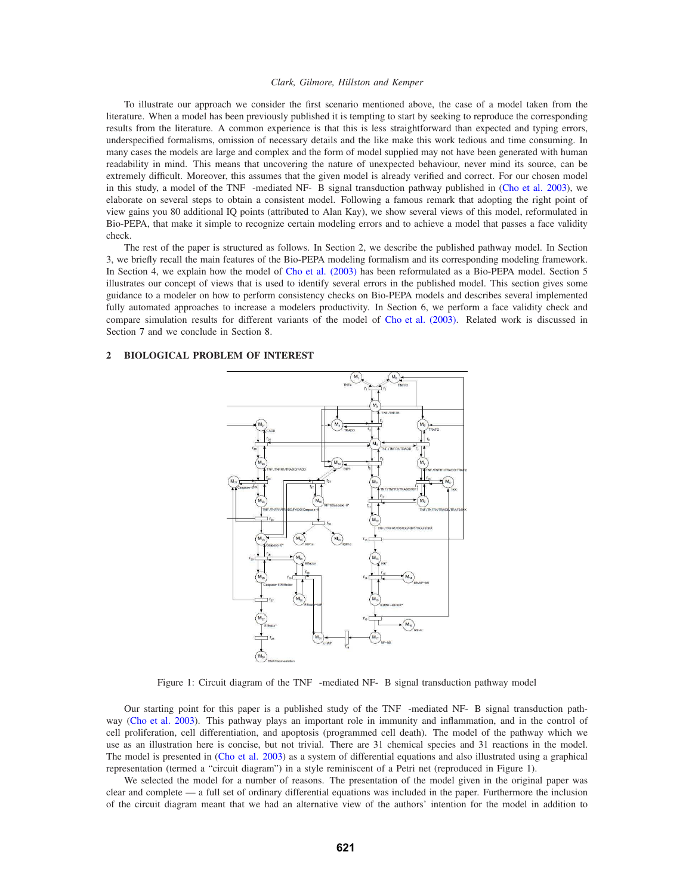To illustrate our approach we consider the first scenario mentioned above, the case of a model taken from the literature. When a model has been previously published it is tempting to start by seeking to reproduce the corresponding results from the literature. A common experience is that this is less straightforward than expected and typing errors, underspecified formalisms, omission of necessary details and the like make this work tedious and time consuming. In many cases the models are large and complex and the form of model supplied may not have been generated with human readability in mind. This means that uncovering the nature of unexpected behaviour, never mind its source, can be extremely difficult. Moreover, this assumes that the given model is already verified and correct. For our chosen model in this study, a model of the TNF$\alpha$-mediated NF-$\kappa$B signal transduction pathway published in (Cho et al. 2003), we elaborate on several steps to obtain a consistent model. Following a famous remark that adopting the right point of view gains you 80 additional IQ points (attributed to Alan Kay), we show several views of this model, reformulated in Bio-PEPA, that make it simple to recognize certain modeling errors and to achieve a model that passes a face validity check.

The rest of the paper is structured as follows. In Section 2, we describe the published pathway model. In Section 3, we briefly recall the main features of the Bio-PEPA modeling formalism and its corresponding modeling framework. In Section 4, we explain how the model of Cho et al. (2003) has been reformulated as a Bio-PEPA model. Section 5 illustrates our concept of views that is used to identify several errors in the published model. This section gives some guidance to a modeler on how to perform consistency checks on Bio-PEPA models and describes several implemented fully automated approaches to increase a modelers productivity. In Section 6, we perform a face validity check and compare simulation results for different variants of the model of Cho et al. (2003). Related work is discussed in Section 7 and we conclude in Section 8.

## 2 BIOLOGICAL PROBLEM OF INTEREST

Figure 1: Circuit diagram of the TNF$\alpha$-mediated NF-$\kappa$B signal transduction pathway model

Our starting point for this paper is a published study of the TNF$\alpha$-mediated NF-$\kappa$B signal transduction pathway (Cho et al. 2003). This pathway plays an important role in immunity and inflammation, and in the control of cell proliferation, cell differentiation, and apoptosis (programmed cell death). The model of the pathway which we use as an illustration here is concise, but not trivial. There are 31 chemical species and 31 reactions in the model. The model is presented in (Cho et al. 2003) as a system of differential equations and also illustrated using a graphical representation (termed a "circuit diagram") in a style reminiscent of a Petri net (reproduced in Figure 1).

We selected the model for a number of reasons. The presentation of the model given in the original paper was clear and complete — a full set of ordinary differential equations was included in the paper. Furthermore the inclusion of the circuit diagram meant that we had an alternative view of the authors' intention for the model in addition to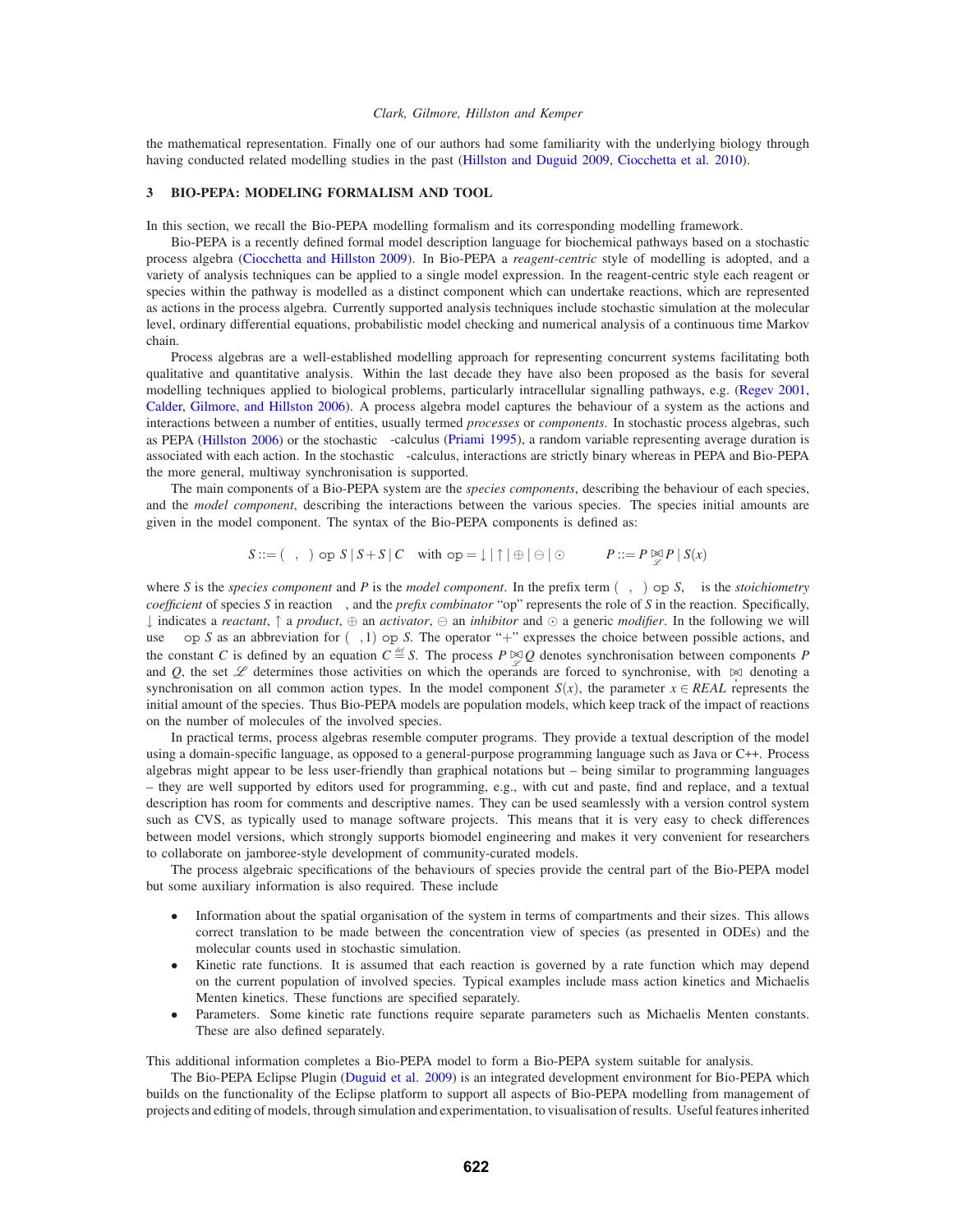the mathematical representation. Finally one of our authors had some familiarity with the underlying biology through having conducted related modelling studies in the past (Hillston and Duguid 2009, Ciocchetta et al. 2010).

## 3 BIO-PEPA: MODELING FORMALISM AND TOOL

In this section, we recall the Bio-PEPA modelling formalism and its corresponding modelling framework.

Bio-PEPA is a recently defined formal model description language for biochemical pathways based on a stochastic process algebra (Ciocchetta and Hillston 2009). In Bio-PEPA a *reagent-centric* style of modelling is adopted, and a variety of analysis techniques can be applied to a single model expression. In the reagent-centric style each reagent or species within the pathway is modelled as a distinct component which can undertake reactions, which are represented as actions in the process algebra. Currently supported analysis techniques include stochastic simulation at the molecular level, ordinary differential equations, probabilistic model checking and numerical analysis of a continuous time Markov chain.

Process algebras are a well-established modelling approach for representing concurrent systems facilitating both qualitative and quantitative analysis. Within the last decade they have also been proposed as the basis for several modelling techniques applied to biological problems, particularly intracellular signalling pathways, e.g. (Regev 2001, Calder, Gilmore, and Hillston 2006). A process algebra model captures the behaviour of a system as the actions and interactions between a number of entities, usually termed *processes* or *components*. In stochastic process algebras, such as PEPA (Hillston 2006) or the stochastic $\pi$-calculus (Priami 1995), a random variable representing average duration is associated with each action. In the stochastic $\pi$-calculus, interactions are strictly binary whereas in PEPA and Bio-PEPA the more general, multiway synchronisation is supported.

The main components of a Bio-PEPA system are the *species components*, describing the behaviour of each species, and the *model component*, describing the interactions between the various species. The species initial amounts are given in the model component. The syntax of the Bio-PEPA components is defined as:

$$S ::= (\alpha, \kappa) \text{ op } S \mid S + S \mid C \quad \text{with op} = \downarrow \mid \uparrow \mid \oplus \mid \ominus \mid \odot \qquad P ::= P \underset{\mathscr{L}}{\bowtie} P \mid S(x)$$

where $S$ is the *species component* and $P$ is the *model component*. In the prefix term $(\alpha, \kappa) \text{ op } S$, $\kappa$ is the *stoichiometry coefficient* of species $S$ in reaction $\alpha$, and the *prefix combinator* "op" represents the role of $S$ in the reaction. Specifically, $\downarrow$ indicates a *reactant*, $\uparrow$ a *product*, $\oplus$ an *activator*, $\ominus$ an *inhibitor* and $\odot$ a generic *modifier*. In the following we will use $\alpha \text{ op } S$ as an abbreviation for $(\alpha, 1) \text{ op } S$. The operator "+" expresses the choice between possible actions, and the constant $C$ is defined by an equation $C \stackrel{def}{=} S$. The process $P \underset{\mathscr{L}}{\bowtie} Q$ denotes synchronisation between components $P$ and $Q$, the set $\mathscr{L}$ determines those activities on which the operands are forced to synchronise, with $\underset{*}{\bowtie}$ denoting a synchronisation on all common action types. In the model component $S(x)$, the parameter $x \in REAL$ represents the initial amount of the species. Thus Bio-PEPA models are population models, which keep track of the impact of reactions on the number of molecules of the involved species.

In practical terms, process algebras resemble computer programs. They provide a textual description of the model using a domain-specific language, as opposed to a general-purpose programming language such as Java or C++. Process algebras might appear to be less user-friendly than graphical notations but – being similar to programming languages – they are well supported by editors used for programming, e.g., with cut and paste, find and replace, and a textual description has room for comments and descriptive names. They can be used seamlessly with a version control system such as CVS, as typically used to manage software projects. This means that it is very easy to check differences between model versions, which strongly supports biomodel engineering and makes it very convenient for researchers to collaborate on jamboree-style development of community-curated models.

The process algebraic specifications of the behaviours of species provide the central part of the Bio-PEPA model but some auxiliary information is also required. These include

- Information about the spatial organisation of the system in terms of compartments and their sizes. This allows correct translation to be made between the concentration view of species (as presented in ODEs) and the molecular counts used in stochastic simulation.
- Kinetic rate functions. It is assumed that each reaction is governed by a rate function which may depend on the current population of involved species. Typical examples include mass action kinetics and Michaelis Menten kinetics. These functions are specified separately.
- Parameters. Some kinetic rate functions require separate parameters such as Michaelis Menten constants. These are also defined separately.

This additional information completes a Bio-PEPA model to form a Bio-PEPA system suitable for analysis.

The Bio-PEPA Eclipse Plugin (Duguid et al. 2009) is an integrated development environment for Bio-PEPA which builds on the functionality of the Eclipse platform to support all aspects of Bio-PEPA modelling from management of projects and editing of models, through simulation and experimentation, to visualisation of results. Useful features inherited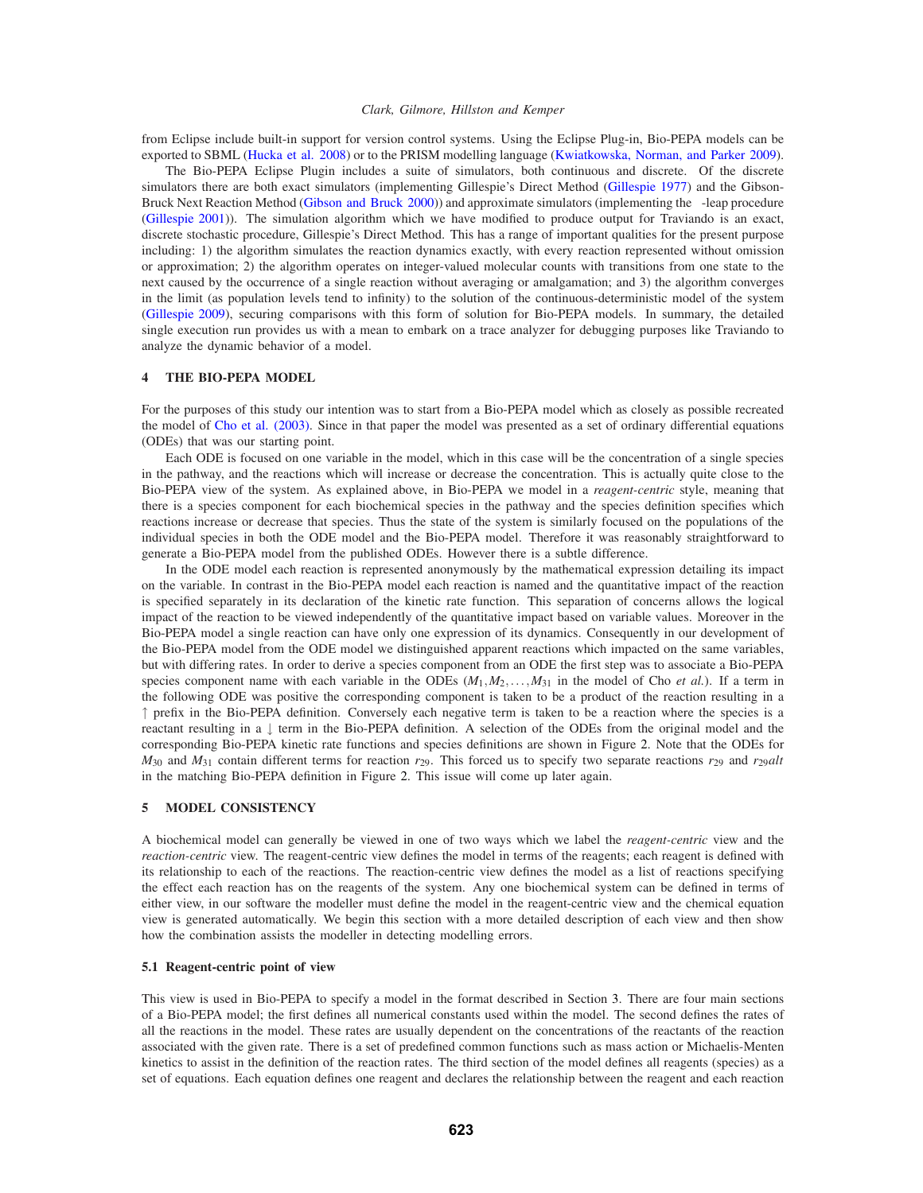from Eclipse include built-in support for version control systems. Using the Eclipse Plug-in, Bio-PEPA models can be exported to SBML (Hucka et al. 2008) or to the PRISM modelling language (Kwiatkowska, Norman, and Parker 2009).

The Bio-PEPA Eclipse Plugin includes a suite of simulators, both continuous and discrete. Of the discrete simulators there are both exact simulators (implementing Gillespie's Direct Method (Gillespie 1977) and the Gibson-Bruck Next Reaction Method (Gibson and Bruck 2000)) and approximate simulators (implementing the -leap procedure (Gillespie 2001)). The simulation algorithm which we have modified to produce output for Traviando is an exact, discrete stochastic procedure, Gillespie's Direct Method. This has a range of important qualities for the present purpose including: 1) the algorithm simulates the reaction dynamics exactly, with every reaction represented without omission or approximation; 2) the algorithm operates on integer-valued molecular counts with transitions from one state to the next caused by the occurrence of a single reaction without averaging or amalgamation; and 3) the algorithm converges in the limit (as population levels tend to infinity) to the solution of the continuous-deterministic model of the system (Gillespie 2009), securing comparisons with this form of solution for Bio-PEPA models. In summary, the detailed single execution run provides us with a mean to embark on a trace analyzer for debugging purposes like Traviando to analyze the dynamic behavior of a model.

## 4 THE BIO-PEPA MODEL

For the purposes of this study our intention was to start from a Bio-PEPA model which as closely as possible recreated the model of Cho et al. (2003). Since in that paper the model was presented as a set of ordinary differential equations (ODEs) that was our starting point.

Each ODE is focused on one variable in the model, which in this case will be the concentration of a single species in the pathway, and the reactions which will increase or decrease the concentration. This is actually quite close to the Bio-PEPA view of the system. As explained above, in Bio-PEPA we model in a *reagent-centric* style, meaning that there is a species component for each biochemical species in the pathway and the species definition specifies which reactions increase or decrease that species. Thus the state of the system is similarly focused on the populations of the individual species in both the ODE model and the Bio-PEPA model. Therefore it was reasonably straightforward to generate a Bio-PEPA model from the published ODEs. However there is a subtle difference.

In the ODE model each reaction is represented anonymously by the mathematical expression detailing its impact on the variable. In contrast in the Bio-PEPA model each reaction is named and the quantitative impact of the reaction is specified separately in its declaration of the kinetic rate function. This separation of concerns allows the logical impact of the reaction to be viewed independently of the quantitative impact based on variable values. Moreover in the Bio-PEPA model a single reaction can have only one expression of its dynamics. Consequently in our development of the Bio-PEPA model from the ODE model we distinguished apparent reactions which impacted on the same variables, but with differing rates. In order to derive a species component from an ODE the first step was to associate a Bio-PEPA species component name with each variable in the ODEs ($M_1, M_2, \ldots, M_{31}$ in the model of Cho *et al.*). If a term in the following ODE was positive the corresponding component is taken to be a product of the reaction resulting in a $\uparrow$ prefix in the Bio-PEPA definition. Conversely each negative term is taken to be a reaction where the species is a reactant resulting in a $\downarrow$ term in the Bio-PEPA definition. A selection of the ODEs from the original model and the corresponding Bio-PEPA kinetic rate functions and species definitions are shown in Figure 2. Note that the ODEs for $M_{30}$ and $M_{31}$ contain different terms for reaction $r_{29}$. This forced us to specify two separate reactions $r_{29}$ and $r_{29}alt$ in the matching Bio-PEPA definition in Figure 2. This issue will come up later again.

## 5 MODEL CONSISTENCY

A biochemical model can generally be viewed in one of two ways which we label the *reagent-centric* view and the *reaction-centric* view. The reagent-centric view defines the model in terms of the reagents; each reagent is defined with its relationship to each of the reactions. The reaction-centric view defines the model as a list of reactions specifying the effect each reaction has on the reagents of the system. Any one biochemical system can be defined in terms of either view, in our software the modeller must define the model in the reagent-centric view and the chemical equation view is generated automatically. We begin this section with a more detailed description of each view and then show how the combination assists the modeller in detecting modelling errors.

### 5.1 Reagent-centric point of view

This view is used in Bio-PEPA to specify a model in the format described in Section 3. There are four main sections of a Bio-PEPA model; the first defines all numerical constants used within the model. The second defines the rates of all the reactions in the model. These rates are usually dependent on the concentrations of the reactants of the reaction associated with the given rate. There is a set of predefined common functions such as mass action or Michaelis-Menten kinetics to assist in the definition of the reaction rates. The third section of the model defines all reagents (species) as a set of equations. Each equation defines one reagent and declares the relationship between the reagent and each reaction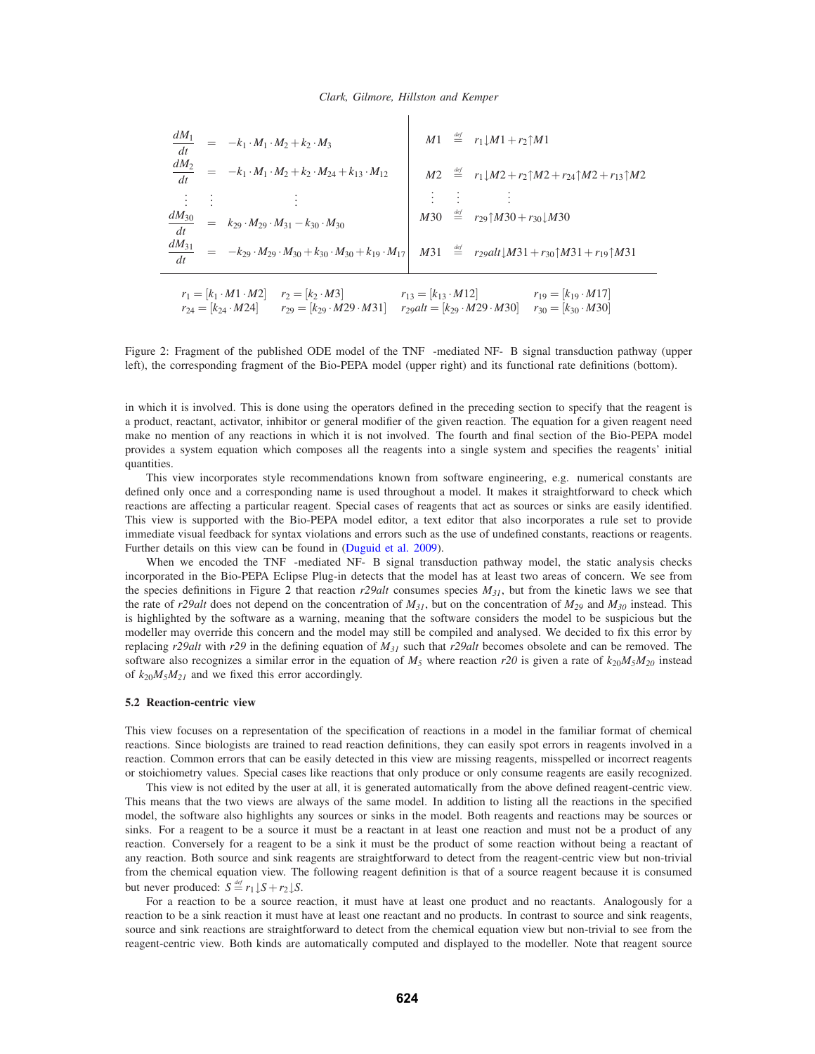$$
\begin{aligned}
\frac{dM_1}{dt} &= -k_1 \cdot M_1 \cdot M_2 + k_2 \cdot M_3 \\
\frac{dM_2}{dt} &= -k_1 \cdot M_1 \cdot M_2 + k_2 \cdot M_{24} + k_{13} \cdot M_{12} \\
\vdots \quad & \vdots \qquad \qquad \vdots \\
\frac{dM_{30}}{dt} &= k_{29} \cdot M_{29} \cdot M_{31} - k_{30} \cdot M_{30} \\
\frac{dM_{31}}{dt} &= -k_{29} \cdot M_{29} \cdot M_{30} + k_{30} \cdot M_{30} + k_{19} \cdot M_{17}
\end{aligned}
$$

$$
\begin{aligned}
M1 &\stackrel{def}{=} r_1{\downarrow}M1 + r_2{\uparrow}M1 \\
M2 &\stackrel{def}{=} r_1{\downarrow}M2 + r_2{\uparrow}M2 + r_{24}{\uparrow}M2 + r_{13}{\uparrow}M2 \\
\vdots \quad & \vdots \qquad \qquad \vdots \\
M30 &\stackrel{def}{=} r_{29}{\uparrow}M30 + r_{30}{\downarrow}M30 \\
M31 &\stackrel{def}{=} r_{29}alt{\downarrow}M31 + r_{30}{\uparrow}M31 + r_{19}{\uparrow}M31
\end{aligned}
$$

$r_1 = [k_1 \cdot M1 \cdot M2]$ $\quad r_2 = [k_2 \cdot M3]$ $\quad r_{13} = [k_{13} \cdot M12]$ $\quad r_{19} = [k_{19} \cdot M17]$

$r_{24} = [k_{24} \cdot M24]$ $\quad r_{29} = [k_{29} \cdot M29 \cdot M31]$ $\quad r_{29}alt = [k_{29} \cdot M29 \cdot M30]$ $\quad r_{30} = [k_{30} \cdot M30]$

Figure 2: Fragment of the published ODE model of the TNF $\alpha$-mediated NF-$\kappa$B signal transduction pathway (upper left), the corresponding fragment of the Bio-PEPA model (upper right) and its functional rate definitions (bottom).

in which it is involved. This is done using the operators defined in the preceding section to specify that the reagent is a product, reactant, activator, inhibitor or general modifier of the given reaction. The equation for a given reagent need make no mention of any reactions in which it is not involved. The fourth and final section of the Bio-PEPA model provides a system equation which composes all the reagents into a single system and specifies the reagents' initial quantities.

This view incorporates style recommendations known from software engineering, e.g. numerical constants are defined only once and a corresponding name is used throughout a model. It makes it straightforward to check which reactions are affecting a particular reagent. Special cases of reagents that act as sources or sinks are easily identified. This view is supported with the Bio-PEPA model editor, a text editor that also incorporates a rule set to provide immediate visual feedback for syntax violations and errors such as the use of undefined constants, reactions or reagents. Further details on this view can be found in (Duguid et al. 2009).

When we encoded the TNF $\alpha$-mediated NF-$\kappa$B signal transduction pathway model, the static analysis checks incorporated in the Bio-PEPA Eclipse Plug-in detects that the model has at least two areas of concern. We see from the species definitions in Figure 2 that reaction *r29alt* consumes species $M_{31}$, but from the kinetic laws we see that the rate of *r29alt* does not depend on the concentration of $M_{31}$, but on the concentration of $M_{29}$ and $M_{30}$ instead. This is highlighted by the software as a warning, meaning that the software considers the model to be suspicious but the modeller may override this concern and the model may still be compiled and analysed. We decided to fix this error by replacing *r29alt* with *r29* in the defining equation of $M_{31}$ such that *r29alt* becomes obsolete and can be removed. The software also recognizes a similar error in the equation of $M_5$ where reaction *r20* is given a rate of $k_{20}M_5M_{20}$ instead of $k_{20}M_5M_{21}$ and we fixed this error accordingly.

### 5.2 Reaction-centric view

This view focuses on a representation of the specification of reactions in a model in the familiar format of chemical reactions. Since biologists are trained to read reaction definitions, they can easily spot errors in reagents involved in a reaction. Common errors that can be easily detected in this view are missing reagents, misspelled or incorrect reagents or stoichiometry values. Special cases like reactions that only produce or only consume reagents are easily recognized.

This view is not edited by the user at all, it is generated automatically from the above defined reagent-centric view. This means that the two views are always of the same model. In addition to listing all the reactions in the specified model, the software also highlights any sources or sinks in the model. Both reagents and reactions may be sources or sinks. For a reagent to be a source it must be a reactant in at least one reaction and must not be a product of any reaction. Conversely for a reagent to be a sink it must be the product of some reaction without being a reactant of any reaction. Both source and sink reagents are straightforward to detect from the reagent-centric view but non-trivial from the chemical equation view. The following reagent definition is that of a source reagent because it is consumed but never produced: $S \stackrel{def}{=} r_1{\downarrow}S + r_2{\downarrow}S$.

For a reaction to be a source reaction, it must have at least one product and no reactants. Analogously for a reaction to be a sink reaction it must have at least one reactant and no products. In contrast to source and sink reagents, source and sink reactions are straightforward to detect from the chemical equation view but non-trivial to see from the reagent-centric view. Both kinds are automatically computed and displayed to the modeller. Note that reagent source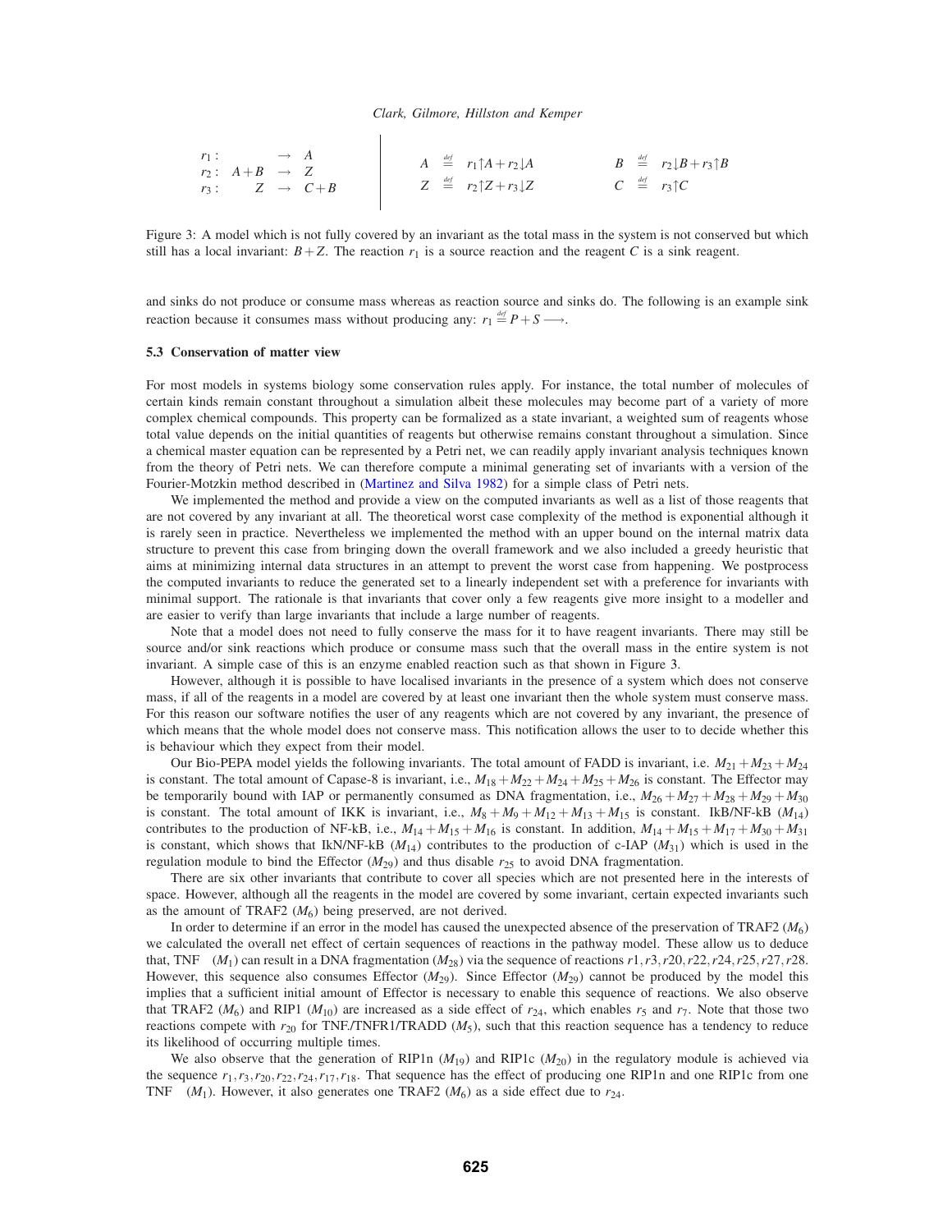$$r_1 : \quad \longrightarrow A$$
$$r_2 : \quad A + B \longrightarrow Z$$
$$r_3 : \quad Z \longrightarrow C + B$$

$$A \stackrel{def}{=} r_1 \uparrow A + r_2 \downarrow A \qquad B \stackrel{def}{=} r_2 \downarrow B + r_3 \uparrow B$$
$$Z \stackrel{def}{=} r_2 \uparrow Z + r_3 \downarrow Z \qquad C \stackrel{def}{=} r_3 \uparrow C$$

Figure 3: A model which is not fully covered by an invariant as the total mass in the system is not conserved but which still has a local invariant: $B+Z$. The reaction $r_1$ is a source reaction and the reagent $C$ is a sink reagent.

and sinks do not produce or consume mass whereas as reaction source and sinks do. The following is an example sink reaction because it consumes mass without producing any: $r_1 \stackrel{def}{=} P + S \longrightarrow$.

### 5.3 Conservation of matter view

For most models in systems biology some conservation rules apply. For instance, the total number of molecules of certain kinds remain constant throughout a simulation albeit these molecules may become part of a variety of more complex chemical compounds. This property can be formalized as a state invariant, a weighted sum of reagents whose total value depends on the initial quantities of reagents but otherwise remains constant throughout a simulation. Since a chemical master equation can be represented by a Petri net, we can readily apply invariant analysis techniques known from the theory of Petri nets. We can therefore compute a minimal generating set of invariants with a version of the Fourier-Motzkin method described in (Martinez and Silva 1982) for a simple class of Petri nets.

We implemented the method and provide a view on the computed invariants as well as a list of those reagents that are not covered by any invariant at all. The theoretical worst case complexity of the method is exponential although it is rarely seen in practice. Nevertheless we implemented the method with an upper bound on the internal matrix data structure to prevent this case from bringing down the overall framework and we also included a greedy heuristic that aims at minimizing internal data structures in an attempt to prevent the worst case from happening. We postprocess the computed invariants to reduce the generated set to a linearly independent set with a preference for invariants with minimal support. The rationale is that invariants that cover only a few reagents give more insight to a modeller and are easier to verify than large invariants that include a large number of reagents.

Note that a model does not need to fully conserve the mass for it to have reagent invariants. There may still be source and/or sink reactions which produce or consume mass such that the overall mass in the entire system is not invariant. A simple case of this is an enzyme enabled reaction such as that shown in Figure 3.

However, although it is possible to have localised invariants in the presence of a system which does not conserve mass, if all of the reagents in a model are covered by at least one invariant then the whole system must conserve mass. For this reason our software notifies the user of any reagents which are not covered by any invariant, the presence of which means that the whole model does not conserve mass. This notification allows the user to to decide whether this is behaviour which they expect from their model.

Our Bio-PEPA model yields the following invariants. The total amount of FADD is invariant, i.e. $M_{21}+M_{23}+M_{24}$ is constant. The total amount of Capase-8 is invariant, i.e., $M_{18}+M_{22}+M_{24}+M_{25}+M_{26}$ is constant. The Effector may be temporarily bound with IAP or permanently consumed as DNA fragmentation, i.e., $M_{26}+M_{27}+M_{28}+M_{29}+M_{30}$ is constant. The total amount of IKK is invariant, i.e., $M_8+M_9+M_{12}+M_{13}+M_{15}$ is constant. IkB/NF-kB ($M_{14}$) contributes to the production of NF-kB, i.e., $M_{14}+M_{15}+M_{16}$ is constant. In addition, $M_{14}+M_{15}+M_{17}+M_{30}+M_{31}$ is constant, which shows that IkN/NF-kB ($M_{14}$) contributes to the production of c-IAP ($M_{31}$) which is used in the regulation module to bind the Effector ($M_{29}$) and thus disable $r_{25}$ to avoid DNA fragmentation.

There are six other invariants that contribute to cover all species which are not presented here in the interests of space. However, although all the reagents in the model are covered by some invariant, certain expected invariants such as the amount of TRAF2 ($M_6$) being preserved, are not derived.

In order to determine if an error in the model has caused the unexpected absence of the preservation of TRAF2 ($M_6$) we calculated the overall net effect of certain sequences of reactions in the pathway model. These allow us to deduce that, TNF ($M_1$) can result in a DNA fragmentation ($M_{28}$) via the sequence of reactions $r1, r3, r20, r22, r24, r25, r27, r28$. However, this sequence also consumes Effector ($M_{29}$). Since Effector ($M_{29}$) cannot be produced by the model this implies that a sufficient initial amount of Effector is necessary to enable this sequence of reactions. We also observe that TRAF2 ($M_6$) and RIP1 ($M_{10}$) are increased as a side effect of $r_{24}$, which enables $r_5$ and $r_7$. Note that those two reactions compete with $r_{20}$ for TNF./TNFR1/TRADD ($M_5$), such that this reaction sequence has a tendency to reduce its likelihood of occurring multiple times.

We also observe that the generation of RIP1n ($M_{19}$) and RIP1c ($M_{20}$) in the regulatory module is achieved via the sequence $r_1, r_3, r_{20}, r_{22}, r_{24}, r_{17}, r_{18}$. That sequence has the effect of producing one RIP1n and one RIP1c from one TNF ($M_1$). However, it also generates one TRAF2 ($M_6$) as a side effect due to $r_{24}$.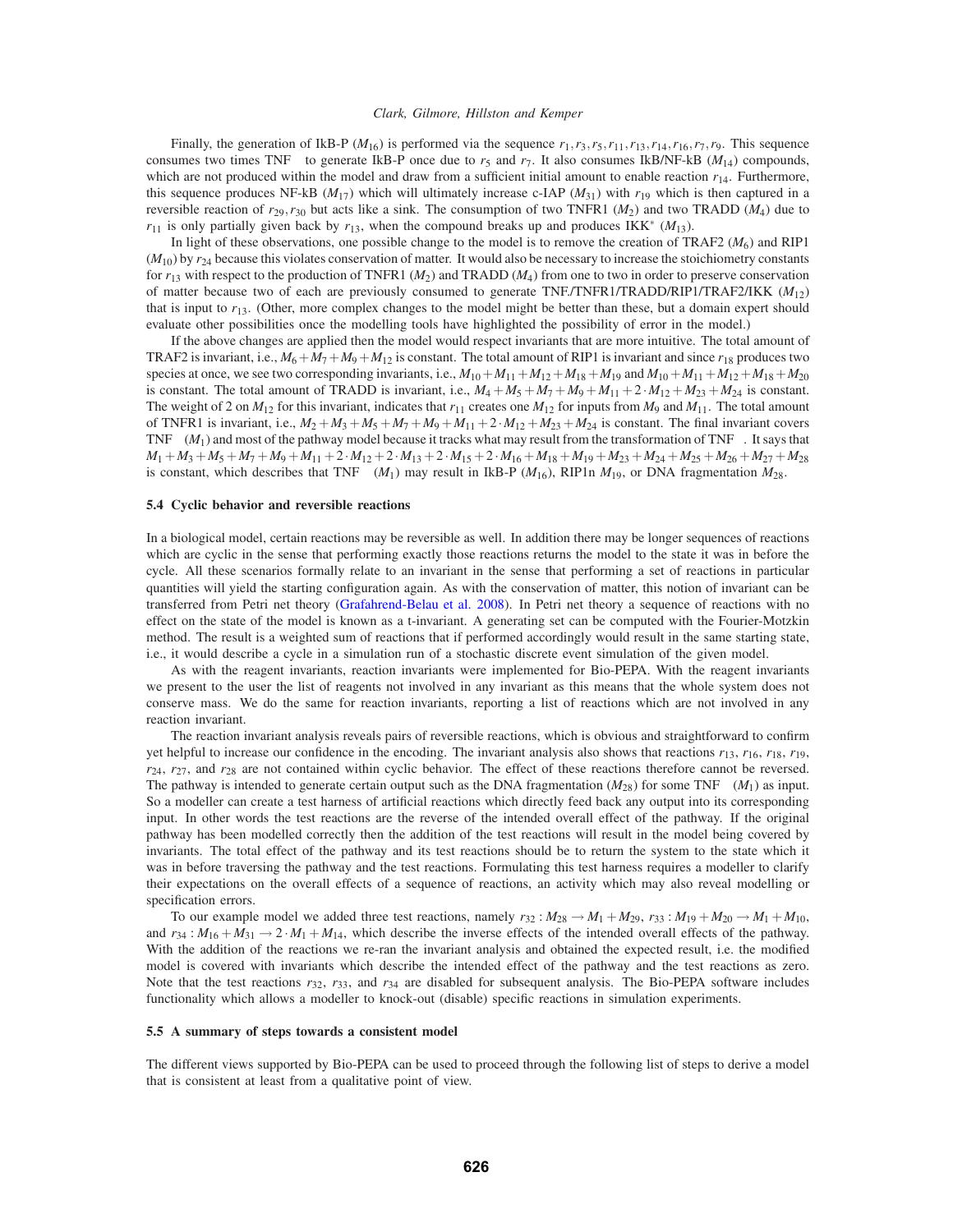Finally, the generation of IkB-P ($M_{16}$) is performed via the sequence $r_1, r_3, r_5, r_{11}, r_{13}, r_{14}, r_{16}, r_7, r_9$. This sequence consumes two times TNF to generate IkB-P once due to $r_5$ and $r_7$. It also consumes IkB/NF-kB ($M_{14}$) compounds, which are not produced within the model and draw from a sufficient initial amount to enable reaction $r_{14}$. Furthermore, this sequence produces NF-kB ($M_{17}$) which will ultimately increase c-IAP ($M_{31}$) with $r_{19}$ which is then captured in a reversible reaction of $r_{29}, r_{30}$ but acts like a sink. The consumption of two TNFR1 ($M_2$) and two TRADD ($M_4$) due to $r_{11}$ is only partially given back by $r_{13}$, when the compound breaks up and produces IKK* ($M_{13}$).

In light of these observations, one possible change to the model is to remove the creation of TRAF2 ($M_6$) and RIP1 ($M_{10}$) by $r_{24}$ because this violates conservation of matter. It would also be necessary to increase the stoichiometry constants for $r_{13}$ with respect to the production of TNFR1 ($M_2$) and TRADD ($M_4$) from one to two in order to preserve conservation of matter because two of each are previously consumed to generate TNF/TNFR1/TRADD/RIP1/TRAF2/IKK ($M_{12}$) that is input to $r_{13}$. (Other, more complex changes to the model might be better than these, but a domain expert should evaluate other possibilities once the modelling tools have highlighted the possibility of error in the model.)

If the above changes are applied then the model would respect invariants that are more intuitive. The total amount of TRAF2 is invariant, i.e., $M_6 + M_7 + M_9 + M_{12}$ is constant. The total amount of RIP1 is invariant and since $r_{18}$ produces two species at once, we see two corresponding invariants, i.e., $M_{10} + M_{11} + M_{12} + M_{18} + M_{19}$ and $M_{10} + M_{11} + M_{12} + M_{18} + M_{20}$ is constant. The total amount of TRADD is invariant, i.e., $M_4 + M_5 + M_7 + M_9 + M_{11} + 2 \cdot M_{12} + M_{23} + M_{24}$ is constant. The weight of 2 on $M_{12}$ for this invariant, indicates that $r_{11}$ creates one $M_{12}$ for inputs from $M_9$ and $M_{11}$. The total amount of TNFR1 is invariant, i.e., $M_2 + M_3 + M_5 + M_7 + M_9 + M_{11} + 2 \cdot M_{12} + M_{23} + M_{24}$ is constant. The final invariant covers TNF ($M_1$) and most of the pathway model because it tracks what may result from the transformation of TNF. It says that $M_1 + M_3 + M_5 + M_7 + M_9 + M_{11} + 2 \cdot M_{12} + 2 \cdot M_{13} + 2 \cdot M_{15} + 2 \cdot M_{16} + M_{18} + M_{19} + M_{23} + M_{24} + M_{25} + M_{26} + M_{27} + M_{28}$ is constant, which describes that TNF ($M_1$) may result in IkB-P ($M_{16}$), RIP1n $M_{19}$, or DNA fragmentation $M_{28}$.

### 5.4 Cyclic behavior and reversible reactions

In a biological model, certain reactions may be reversible as well. In addition there may be longer sequences of reactions which are cyclic in the sense that performing exactly those reactions returns the model to the state it was in before the cycle. All these scenarios formally relate to an invariant in the sense that performing a set of reactions in particular quantities will yield the starting configuration again. As with the conservation of matter, this notion of invariant can be transferred from Petri net theory (Grafahrend-Belau et al. 2008). In Petri net theory a sequence of reactions with no effect on the state of the model is known as a t-invariant. A generating set can be computed with the Fourier-Motzkin method. The result is a weighted sum of reactions that if performed accordingly would result in the same starting state, i.e., it would describe a cycle in a simulation run of a stochastic discrete event simulation of the given model.

As with the reagent invariants, reaction invariants were implemented for Bio-PEPA. With the reagent invariants we present to the user the list of reagents not involved in any invariant as this means that the whole system does not conserve mass. We do the same for reaction invariants, reporting a list of reactions which are not involved in any reaction invariant.

The reaction invariant analysis reveals pairs of reversible reactions, which is obvious and straightforward to confirm yet helpful to increase our confidence in the encoding. The invariant analysis also shows that reactions $r_{13}$, $r_{16}$, $r_{18}$, $r_{19}$, $r_{24}$, $r_{27}$, and $r_{28}$ are not contained within cyclic behavior. The effect of these reactions therefore cannot be reversed. The pathway is intended to generate certain output such as the DNA fragmentation ($M_{28}$) for some TNF ($M_1$) as input. So a modeller can create a test harness of artificial reactions which directly feed back any output into its corresponding input. In other words the test reactions are the reverse of the intended overall effect of the pathway. If the original pathway has been modelled correctly then the addition of the test reactions will result in the model being covered by invariants. The total effect of the pathway and its test reactions should be to return the system to the state which it was in before traversing the pathway and the test reactions. Formulating this test harness requires a modeller to clarify their expectations on the overall effects of a sequence of reactions, an activity which may also reveal modelling or specification errors.

To our example model we added three test reactions, namely $r_{32} : M_{28} \to M_1 + M_{29}$, $r_{33} : M_{19} + M_{20} \to M_1 + M_{10}$, and $r_{34} : M_{16} + M_{31} \to 2 \cdot M_1 + M_{14}$, which describe the inverse effects of the intended overall effects of the pathway. With the addition of the reactions we re-ran the invariant analysis and obtained the expected result, i.e. the modified model is covered with invariants which describe the intended effect of the pathway and the test reactions as zero. Note that the test reactions $r_{32}$, $r_{33}$, and $r_{34}$ are disabled for subsequent analysis. The Bio-PEPA software includes functionality which allows a modeller to knock-out (disable) specific reactions in simulation experiments.

### 5.5 A summary of steps towards a consistent model

The different views supported by Bio-PEPA can be used to proceed through the following list of steps to derive a model that is consistent at least from a qualitative point of view.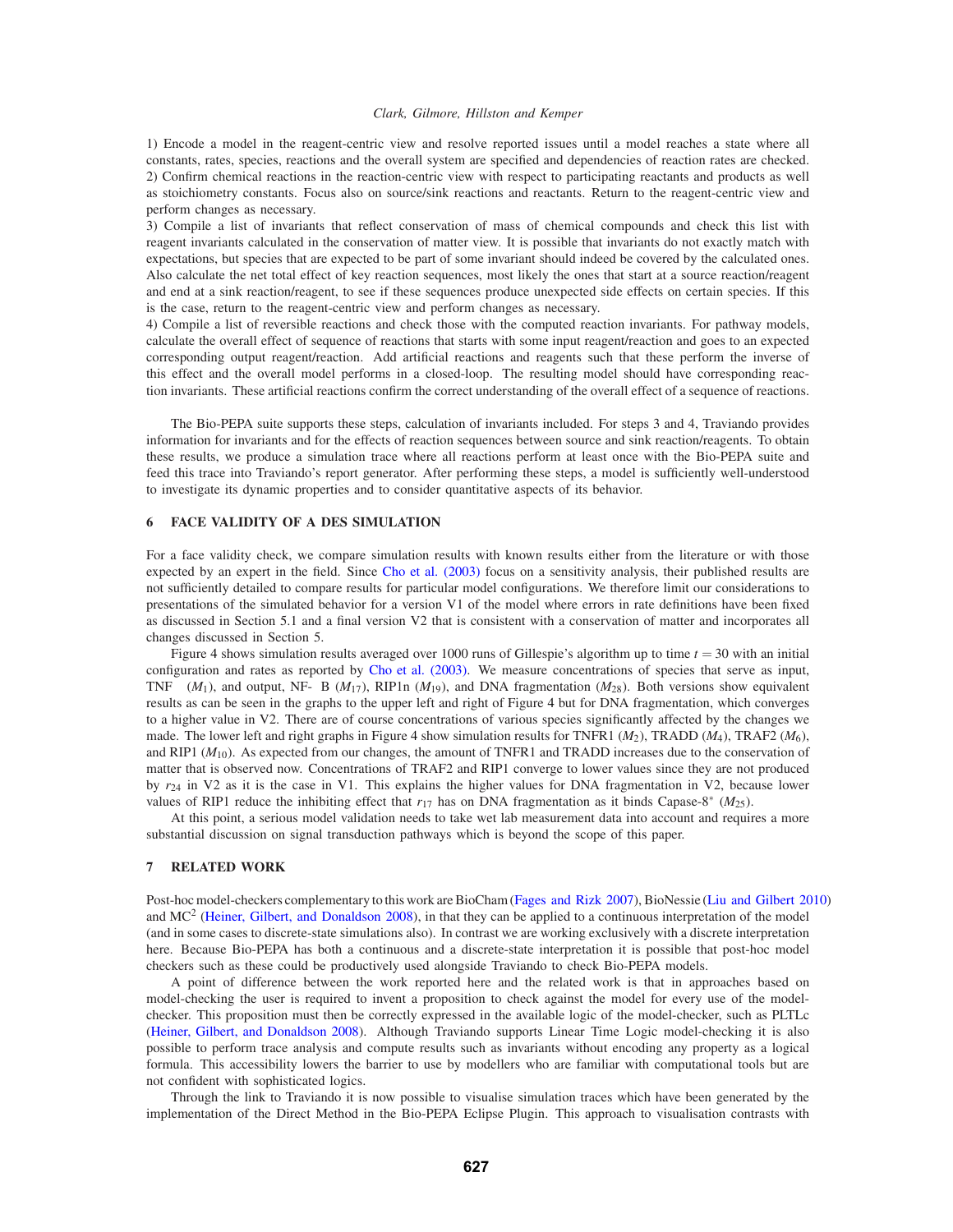1) Encode a model in the reagent-centric view and resolve reported issues until a model reaches a state where all constants, rates, species, reactions and the overall system are specified and dependencies of reaction rates are checked.
2) Confirm chemical reactions in the reaction-centric view with respect to participating reactants and products as well as stoichiometry constants. Focus also on source/sink reactions and reactants. Return to the reagent-centric view and perform changes as necessary.
3) Compile a list of invariants that reflect conservation of mass of chemical compounds and check this list with reagent invariants calculated in the conservation of matter view. It is possible that invariants do not exactly match with expectations, but species that are expected to be part of some invariant should indeed be covered by the calculated ones. Also calculate the net total effect of key reaction sequences, most likely the ones that start at a source reaction/reagent and end at a sink reaction/reagent, to see if these sequences produce unexpected side effects on certain species. If this is the case, return to the reagent-centric view and perform changes as necessary.
4) Compile a list of reversible reactions and check those with the computed reaction invariants. For pathway models, calculate the overall effect of sequence of reactions that starts with some input reagent/reaction and goes to an expected corresponding output reagent/reaction. Add artificial reactions and reagents such that these perform the inverse of this effect and the overall model performs in a closed-loop. The resulting model should have corresponding reaction invariants. These artificial reactions confirm the correct understanding of the overall effect of a sequence of reactions.

The Bio-PEPA suite supports these steps, calculation of invariants included. For steps 3 and 4, Traviando provides information for invariants and for the effects of reaction sequences between source and sink reaction/reagents. To obtain these results, we produce a simulation trace where all reactions perform at least once with the Bio-PEPA suite and feed this trace into Traviando's report generator. After performing these steps, a model is sufficiently well-understood to investigate its dynamic properties and to consider quantitative aspects of its behavior.

## 6 FACE VALIDITY OF A DES SIMULATION

For a face validity check, we compare simulation results with known results either from the literature or with those expected by an expert in the field. Since Cho et al. (2003) focus on a sensitivity analysis, their published results are not sufficiently detailed to compare results for particular model configurations. We therefore limit our considerations to presentations of the simulated behavior for a version V1 of the model where errors in rate definitions have been fixed as discussed in Section 5.1 and a final version V2 that is consistent with a conservation of matter and incorporates all changes discussed in Section 5.

Figure 4 shows simulation results averaged over 1000 runs of Gillespie's algorithm up to time $t = 30$ with an initial configuration and rates as reported by Cho et al. (2003). We measure concentrations of species that serve as input, TNF $(M_1)$, and output, NF- B $(M_{17})$, RIP1n $(M_{19})$, and DNA fragmentation $(M_{28})$. Both versions show equivalent results as can be seen in the graphs to the upper left and right of Figure 4 but for DNA fragmentation, which converges to a higher value in V2. There are of course concentrations of various species significantly affected by the changes we made. The lower left and right graphs in Figure 4 show simulation results for TNFR1 $(M_2)$, TRADD $(M_4)$, TRAF2 $(M_6)$, and RIP1 $(M_{10})$. As expected from our changes, the amount of TNFR1 and TRADD increases due to the conservation of matter that is observed now. Concentrations of TRAF2 and RIP1 converge to lower values since they are not produced by $r_{24}$ in V2 as it is the case in V1. This explains the higher values for DNA fragmentation in V2, because lower values of RIP1 reduce the inhibiting effect that $r_{17}$ has on DNA fragmentation as it binds Capase-8$^*$ $(M_{25})$.

At this point, a serious model validation needs to take wet lab measurement data into account and requires a more substantial discussion on signal transduction pathways which is beyond the scope of this paper.

## 7 RELATED WORK

Post-hoc model-checkers complementary to this work are BioCham (Fages and Rizk 2007), BioNessie (Liu and Gilbert 2010) and MC$^2$ (Heiner, Gilbert, and Donaldson 2008), in that they can be applied to a continuous interpretation of the model (and in some cases to discrete-state simulations also). In contrast we are working exclusively with a discrete interpretation here. Because Bio-PEPA has both a continuous and a discrete-state interpretation it is possible that post-hoc model checkers such as these could be productively used alongside Traviando to check Bio-PEPA models.

A point of difference between the work reported here and the related work is that in approaches based on model-checking the user is required to invent a proposition to check against the model for every use of the model-checker. This proposition must then be correctly expressed in the available logic of the model-checker, such as PLTLc (Heiner, Gilbert, and Donaldson 2008). Although Traviando supports Linear Time Logic model-checking it is also possible to perform trace analysis and compute results such as invariants without encoding any property as a logical formula. This accessibility lowers the barrier to use by modellers who are familiar with computational tools but are not confident with sophisticated logics.

Through the link to Traviando it is now possible to visualise simulation traces which have been generated by the implementation of the Direct Method in the Bio-PEPA Eclipse Plugin. This approach to visualisation contrasts with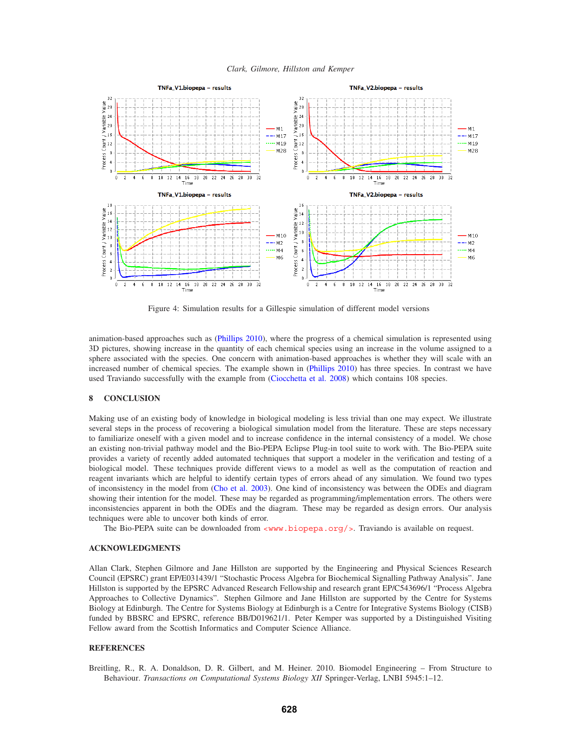TNFa_V1.biopepa – results

Process Count / Variable Value

32 28 24 20 16 12 8 4 0

0 2 4 6 8 10 12 14 16 18 20 22 24 26 28 30 32

Time

M1
M17
M19
M28

TNFa_V2.biopepa – results

Process Count / Variable Value

32 28 24 20 16 12 8 4 0

0 2 4 6 8 10 12 14 16 18 20 22 24 26 28 30 32

Time

M1
M17
M19
M28

TNFa_V1.biopepa – results

Process Count / Variable Value

18 16 14 12 10 8 6 4 2 0

0 2 4 6 8 10 12 14 16 18 20 22 24 26 28 30 32

Time

M10
M2
M4
M6

TNFa_V2.biopepa – results

Process Count / Variable Value

16 14 12 10 8 6 4 2 0

0 2 4 6 8 10 12 14 16 18 20 22 24 26 28 30 32

Time

M10
M2
M4
M6

Figure 4: Simulation results for a Gillespie simulation of different model versions

animation-based approaches such as (Phillips 2010), where the progress of a chemical simulation is represented using 3D pictures, showing increase in the quantity of each chemical species using an increase in the volume assigned to a sphere associated with the species. One concern with animation-based approaches is whether they will scale with an increased number of chemical species. The example shown in (Phillips 2010) has three species. In contrast we have used Traviando successfully with the example from (Ciocchetta et al. 2008) which contains 108 species.

## 8 CONCLUSION

Making use of an existing body of knowledge in biological modeling is less trivial than one may expect. We illustrate several steps in the process of recovering a biological simulation model from the literature. These are steps necessary to familiarize oneself with a given model and to increase confidence in the internal consistency of a model. We chose an existing non-trivial pathway model and the Bio-PEPA Eclipse Plug-in tool suite to work with. The Bio-PEPA suite provides a variety of recently added automated techniques that support a modeler in the verification and testing of a biological model. These techniques provide different views to a model as well as the computation of reaction and reagent invariants which are helpful to identify certain types of errors ahead of any simulation. We found two types of inconsistency in the model from (Cho et al. 2003). One kind of inconsistency was between the ODEs and diagram showing their intention for the model. These may be regarded as programming/implementation errors. The others were inconsistencies apparent in both the ODEs and the diagram. These may be regarded as design errors. Our analysis techniques were able to uncover both kinds of error.

The Bio-PEPA suite can be downloaded from <www.biopepa.org/>. Traviando is available on request.

## ACKNOWLEDGMENTS

Allan Clark, Stephen Gilmore and Jane Hillston are supported by the Engineering and Physical Sciences Research Council (EPSRC) grant EP/E031439/1 "Stochastic Process Algebra for Biochemical Signalling Pathway Analysis". Jane Hillston is supported by the EPSRC Advanced Research Fellowship and research grant EP/C543696/1 "Process Algebra Approaches to Collective Dynamics". Stephen Gilmore and Jane Hillston are supported by the Centre for Systems Biology at Edinburgh. The Centre for Systems Biology at Edinburgh is a Centre for Integrative Systems Biology (CISB) funded by BBSRC and EPSRC, reference BB/D019621/1. Peter Kemper was supported by a Distinguished Visiting Fellow award from the Scottish Informatics and Computer Science Alliance.

## REFERENCES

Breitling, R., R. A. Donaldson, D. R. Gilbert, and M. Heiner. 2010. Biomodel Engineering – From Structure to Behaviour. *Transactions on Computational Systems Biology XII* Springer-Verlag, LNBI 5945:1–12.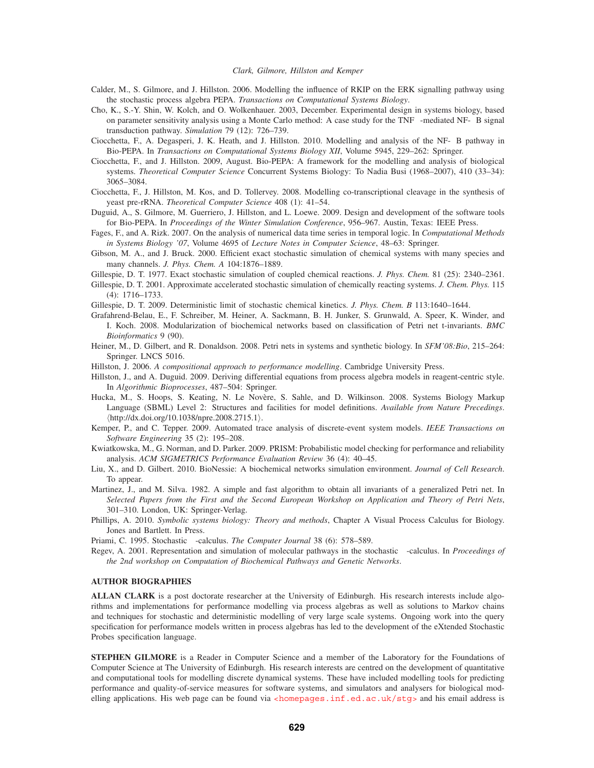Calder, M., S. Gilmore, and J. Hillston. 2006. Modelling the influence of RKIP on the ERK signalling pathway using the stochastic process algebra PEPA. *Transactions on Computational Systems Biology*.

Cho, K., S.-Y. Shin, W. Kolch, and O. Wolkenhauer. 2003, December. Experimental design in systems biology, based on parameter sensitivity analysis using a Monte Carlo method: A case study for the TNF $\alpha$-mediated NF-$\kappa$B signal transduction pathway. *Simulation* 79 (12): 726–739.

Ciocchetta, F., A. Degasperi, J. K. Heath, and J. Hillston. 2010. Modelling and analysis of the NF-$\kappa$B pathway in Bio-PEPA. In *Transactions on Computational Systems Biology XII*, Volume 5945, 229–262: Springer.

Ciocchetta, F., and J. Hillston. 2009, August. Bio-PEPA: A framework for the modelling and analysis of biological systems. *Theoretical Computer Science* Concurrent Systems Biology: To Nadia Busi (1968–2007), 410 (33–34): 3065–3084.

Ciocchetta, F., J. Hillston, M. Kos, and D. Tollervey. 2008. Modelling co-transcriptional cleavage in the synthesis of yeast pre-rRNA. *Theoretical Computer Science* 408 (1): 41–54.

Duguid, A., S. Gilmore, M. Guerriero, J. Hillston, and L. Loewe. 2009. Design and development of the software tools for Bio-PEPA. In *Proceedings of the Winter Simulation Conference*, 956–967. Austin, Texas: IEEE Press.

Fages, F., and A. Rizk. 2007. On the analysis of numerical data time series in temporal logic. In *Computational Methods in Systems Biology '07*, Volume 4695 of *Lecture Notes in Computer Science*, 48–63: Springer.

Gibson, M. A., and J. Bruck. 2000. Efficient exact stochastic simulation of chemical systems with many species and many channels. *J. Phys. Chem. A* 104:1876–1889.

Gillespie, D. T. 1977. Exact stochastic simulation of coupled chemical reactions. *J. Phys. Chem.* 81 (25): 2340–2361.

Gillespie, D. T. 2001. Approximate accelerated stochastic simulation of chemically reacting systems. *J. Chem. Phys.* 115 (4): 1716–1733.

Gillespie, D. T. 2009. Deterministic limit of stochastic chemical kinetics. *J. Phys. Chem. B* 113:1640–1644.

Grafahrend-Belau, E., F. Schreiber, M. Heiner, A. Sackmann, B. H. Junker, S. Grunwald, A. Speer, K. Winder, and I. Koch. 2008. Modularization of biochemical networks based on classification of Petri net t-invariants. *BMC Bioinformatics* 9 (90).

Heiner, M., D. Gilbert, and R. Donaldson. 2008. Petri nets in systems and synthetic biology. In *SFM'08:Bio*, 215–264: Springer. LNCS 5016.

Hillston, J. 2006. *A compositional approach to performance modelling*. Cambridge University Press.

Hillston, J., and A. Duguid. 2009. Deriving differential equations from process algebra models in reagent-centric style. In *Algorithmic Bioprocesses*, 487–504: Springer.

Hucka, M., S. Hoops, S. Keating, N. Le Novère, S. Sahle, and D. Wilkinson. 2008. Systems Biology Markup Language (SBML) Level 2: Structures and facilities for model definitions. *Available from Nature Precedings*. ⟨http://dx.doi.org/10.1038/npre.2008.2715.1⟩.

Kemper, P., and C. Tepper. 2009. Automated trace analysis of discrete-event system models. *IEEE Transactions on Software Engineering* 35 (2): 195–208.

Kwiatkowska, M., G. Norman, and D. Parker. 2009. PRISM: Probabilistic model checking for performance and reliability analysis. *ACM SIGMETRICS Performance Evaluation Review* 36 (4): 40–45.

Liu, X., and D. Gilbert. 2010. BioNessie: A biochemical networks simulation environment. *Journal of Cell Research*. To appear.

Martinez, J., and M. Silva. 1982. A simple and fast algorithm to obtain all invariants of a generalized Petri net. In *Selected Papers from the First and the Second European Workshop on Application and Theory of Petri Nets*, 301–310. London, UK: Springer-Verlag.

Phillips, A. 2010. *Symbolic systems biology: Theory and methods*, Chapter A Visual Process Calculus for Biology. Jones and Bartlett. In Press.

Priami, C. 1995. Stochastic $\pi$-calculus. *The Computer Journal* 38 (6): 578–589.

Regev, A. 2001. Representation and simulation of molecular pathways in the stochastic $\pi$-calculus. In *Proceedings of the 2nd workshop on Computation of Biochemical Pathways and Genetic Networks*.

## AUTHOR BIOGRAPHIES

**ALLAN CLARK** is a post doctorate researcher at the University of Edinburgh. His research interests include algorithms and implementations for performance modelling via process algebras as well as solutions to Markov chains and techniques for stochastic and deterministic modelling of very large scale systems. Ongoing work into the query specification for performance models written in process algebras has led to the development of the eXtended Stochastic Probes specification language.

**STEPHEN GILMORE** is a Reader in Computer Science and a member of the Laboratory for the Foundations of Computer Science at The University of Edinburgh. His research interests are centred on the development of quantitative and computational tools for modelling discrete dynamical systems. These have included modelling tools for predicting performance and quality-of-service measures for software systems, and simulators and analysers for biological modelling applications. His web page can be found via <homepages.inf.ed.ac.uk/stg> and his email address is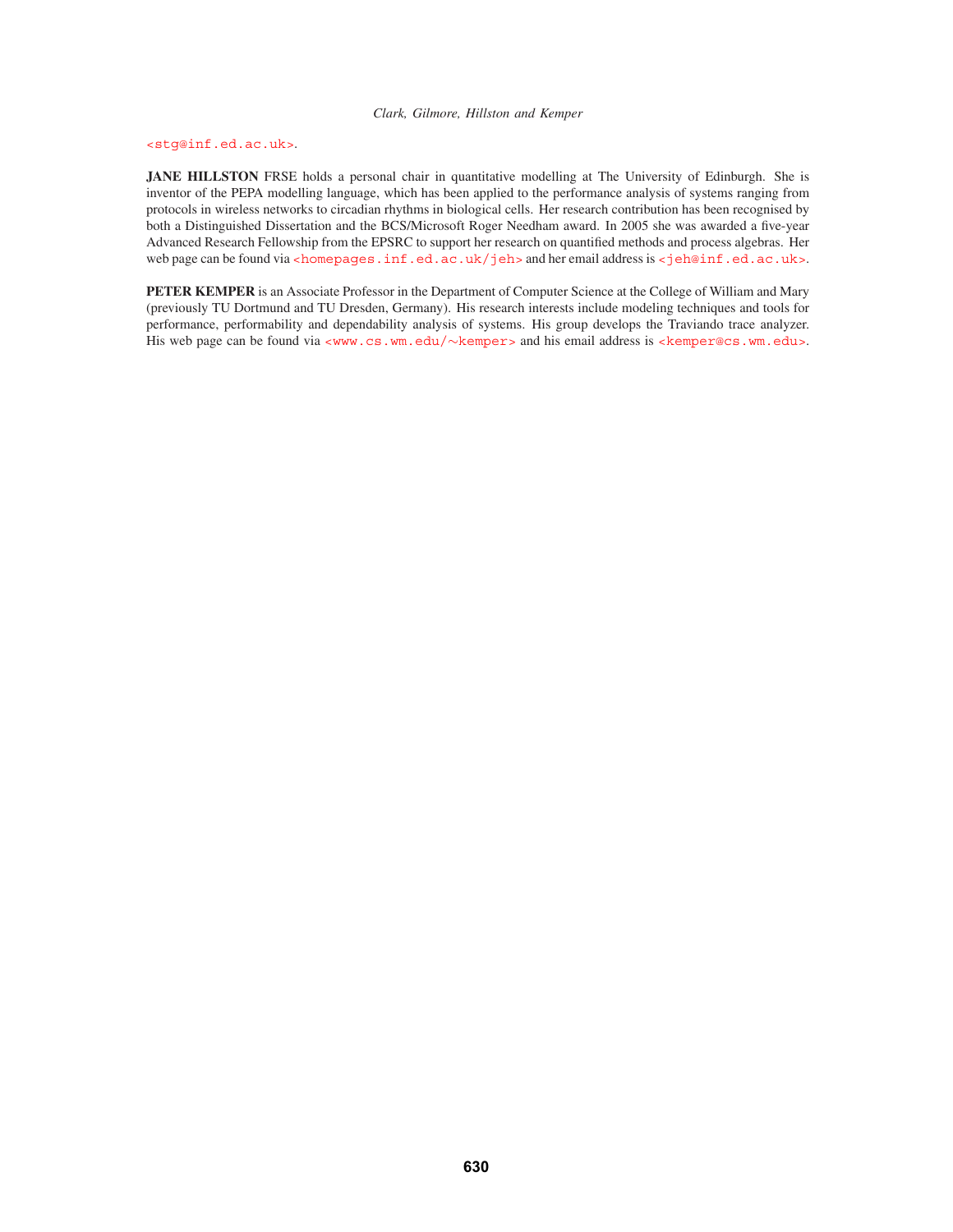<stg@inf.ed.ac.uk>.

**JANE HILLSTON** FRSE holds a personal chair in quantitative modelling at The University of Edinburgh. She is inventor of the PEPA modelling language, which has been applied to the performance analysis of systems ranging from protocols in wireless networks to circadian rhythms in biological cells. Her research contribution has been recognised by both a Distinguished Dissertation and the BCS/Microsoft Roger Needham award. In 2005 she was awarded a five-year Advanced Research Fellowship from the EPSRC to support her research on quantified methods and process algebras. Her web page can be found via <homepages.inf.ed.ac.uk/jeh> and her email address is <jeh@inf.ed.ac.uk>.

**PETER KEMPER** is an Associate Professor in the Department of Computer Science at the College of William and Mary (previously TU Dortmund and TU Dresden, Germany). His research interests include modeling techniques and tools for performance, performability and dependability analysis of systems. His group develops the Traviando trace analyzer. His web page can be found via <www.cs.wm.edu/∼kemper> and his email address is <kemper@cs.wm.edu>.